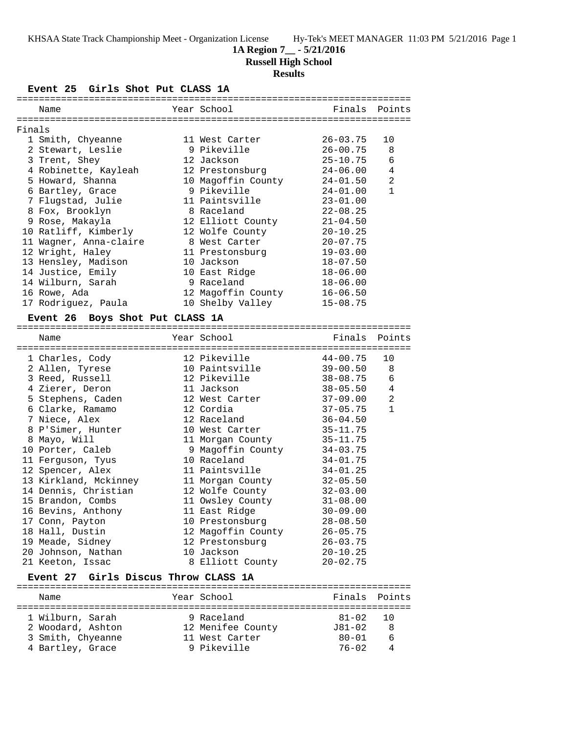KHSAA State Track Championship Meet - Organization License Hy-Tek's MEET MANAGER 11:03 PM 5/21/2016 Page 1

# 1A Region 7__ - 5/21/2016

## Russell High School

## Results

### Event 25 Girls Shot Put CLASS 1A

**Finals**

| Place | Name | Year | School | Finals | Points |
|---|---|---|---|---|---|
| 1 | Smith, Chyeanne | 11 | West Carter | 26-03.75 | 10 |
| 2 | Stewart, Leslie | 9 | Pikeville | 26-00.75 | 8 |
| 3 | Trent, Shey | 12 | Jackson | 25-10.75 | 6 |
| 4 | Robinette, Kayleah | 12 | Prestonsburg | 24-06.00 | 4 |
| 5 | Howard, Shanna | 10 | Magoffin County | 24-01.50 | 2 |
| 6 | Bartley, Grace | 9 | Pikeville | 24-01.00 | 1 |
| 7 | Flugstad, Julie | 11 | Paintsville | 23-01.00 | |
| 8 | Fox, Brooklyn | 8 | Raceland | 22-08.25 | |
| 9 | Rose, Makayla | 12 | Elliott County | 21-04.50 | |
| 10 | Ratliff, Kimberly | 12 | Wolfe County | 20-10.25 | |
| 11 | Wagner, Anna-claire | 8 | West Carter | 20-07.75 | |
| 12 | Wright, Haley | 11 | Prestonsburg | 19-03.00 | |
| 13 | Hensley, Madison | 10 | Jackson | 18-07.50 | |
| 14 | Justice, Emily | 10 | East Ridge | 18-06.00 | |
| 14 | Wilburn, Sarah | 9 | Raceland | 18-06.00 | |
| 16 | Rowe, Ada | 12 | Magoffin County | 16-06.50 | |
| 17 | Rodriguez, Paula | 10 | Shelby Valley | 15-08.75 | |

### Event 26 Boys Shot Put CLASS 1A

| Place | Name | Year | School | Finals | Points |
|---|---|---|---|---|---|
| 1 | Charles, Cody | 12 | Pikeville | 44-00.75 | 10 |
| 2 | Allen, Tyrese | 10 | Paintsville | 39-00.50 | 8 |
| 3 | Reed, Russell | 12 | Pikeville | 38-08.75 | 6 |
| 4 | Zierer, Deron | 11 | Jackson | 38-05.50 | 4 |
| 5 | Stephens, Caden | 12 | West Carter | 37-09.00 | 2 |
| 6 | Clarke, Ramamo | 12 | Cordia | 37-05.75 | 1 |
| 7 | Niece, Alex | 12 | Raceland | 36-04.50 | |
| 8 | P'Simer, Hunter | 10 | West Carter | 35-11.75 | |
| 8 | Mayo, Will | 11 | Morgan County | 35-11.75 | |
| 10 | Porter, Caleb | 9 | Magoffin County | 34-03.75 | |
| 11 | Ferguson, Tyus | 10 | Raceland | 34-01.75 | |
| 12 | Spencer, Alex | 11 | Paintsville | 34-01.25 | |
| 13 | Kirkland, Mckinney | 11 | Morgan County | 32-05.50 | |
| 14 | Dennis, Christian | 12 | Wolfe County | 32-03.00 | |
| 15 | Brandon, Combs | 11 | Owsley County | 31-08.00 | |
| 16 | Bevins, Anthony | 11 | East Ridge | 30-09.00 | |
| 17 | Conn, Payton | 10 | Prestonsburg | 28-08.50 | |
| 18 | Hall, Dustin | 12 | Magoffin County | 26-05.75 | |
| 19 | Meade, Sidney | 12 | Prestonsburg | 26-03.75 | |
| 20 | Johnson, Nathan | 10 | Jackson | 20-10.25 | |
| 21 | Keeton, Issac | 8 | Elliott County | 20-02.75 | |

### Event 27 Girls Discus Throw CLASS 1A

| Place | Name | Year | School | Finals | Points |
|---|---|---|---|---|---|
| 1 | Wilburn, Sarah | 9 | Raceland | 81-02 | 10 |
| 2 | Woodard, Ashton | 12 | Menifee County | J81-02 | 8 |
| 3 | Smith, Chyeanne | 11 | West Carter | 80-01 | 6 |
| 4 | Bartley, Grace | 9 | Pikeville | 76-02 | 4 |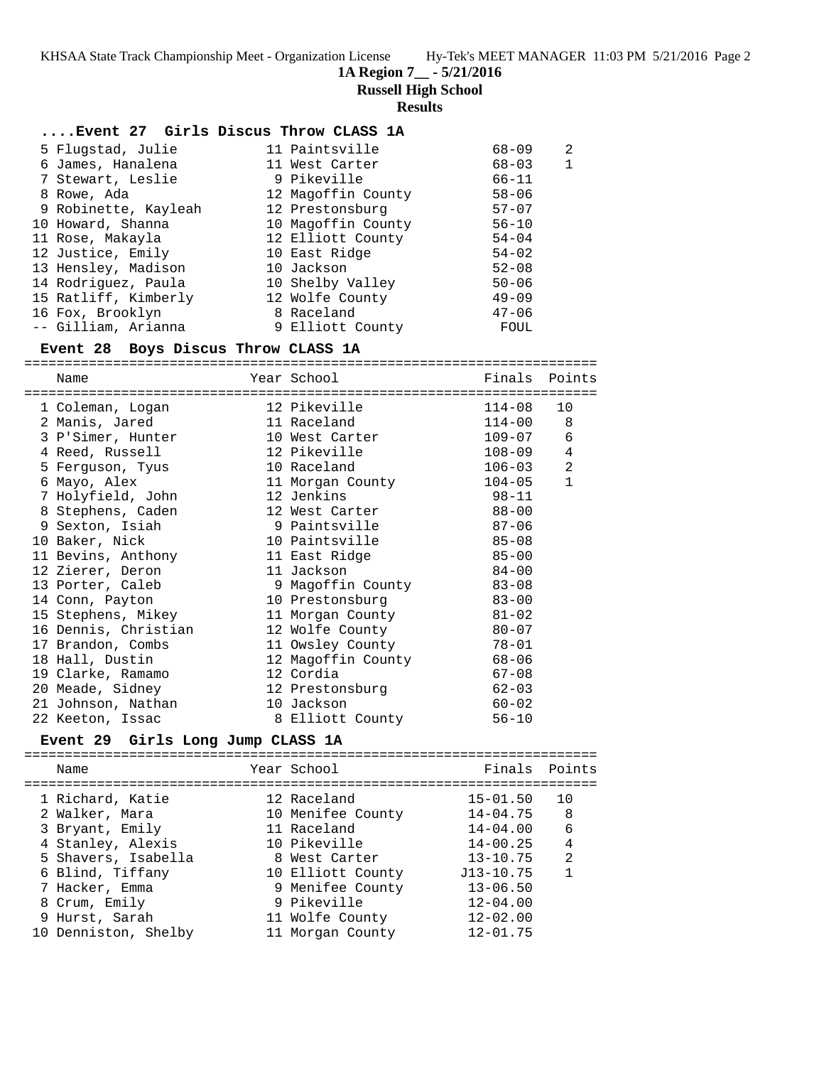## 1A Region 7__ - 5/21/2016

**Russell High School**

**Results**

### ....Event 27 Girls Discus Throw CLASS 1A

| Place | Name | Year | School | Finals | Points |
|---|---|---|---|---|---|
| 5 | Flugstad, Julie | 11 | Paintsville | 68-09 | 2 |
| 6 | James, Hanalena | 11 | West Carter | 68-03 | 1 |
| 7 | Stewart, Leslie | 9 | Pikeville | 66-11 | |
| 8 | Rowe, Ada | 12 | Magoffin County | 58-06 | |
| 9 | Robinette, Kayleah | 12 | Prestonsburg | 57-07 | |
| 10 | Howard, Shanna | 10 | Magoffin County | 56-10 | |
| 11 | Rose, Makayla | 12 | Elliott County | 54-04 | |
| 12 | Justice, Emily | 10 | East Ridge | 54-02 | |
| 13 | Hensley, Madison | 10 | Jackson | 52-08 | |
| 14 | Rodriguez, Paula | 10 | Shelby Valley | 50-06 | |
| 15 | Ratliff, Kimberly | 12 | Wolfe County | 49-09 | |
| 16 | Fox, Brooklyn | 8 | Raceland | 47-06 | |
| -- | Gilliam, Arianna | 9 | Elliott County | FOUL | |

### Event 28 Boys Discus Throw CLASS 1A

| Place | Name | Year | School | Finals | Points |
|---|---|---|---|---|---|
| 1 | Coleman, Logan | 12 | Pikeville | 114-08 | 10 |
| 2 | Manis, Jared | 11 | Raceland | 114-00 | 8 |
| 3 | P'Simer, Hunter | 10 | West Carter | 109-07 | 6 |
| 4 | Reed, Russell | 12 | Pikeville | 108-09 | 4 |
| 5 | Ferguson, Tyus | 10 | Raceland | 106-03 | 2 |
| 6 | Mayo, Alex | 11 | Morgan County | 104-05 | 1 |
| 7 | Holyfield, John | 12 | Jenkins | 98-11 | |
| 8 | Stephens, Caden | 12 | West Carter | 88-00 | |
| 9 | Sexton, Isiah | 9 | Paintsville | 87-06 | |
| 10 | Baker, Nick | 10 | Paintsville | 85-08 | |
| 11 | Bevins, Anthony | 11 | East Ridge | 85-00 | |
| 12 | Zierer, Deron | 11 | Jackson | 84-00 | |
| 13 | Porter, Caleb | 9 | Magoffin County | 83-08 | |
| 14 | Conn, Payton | 10 | Prestonsburg | 83-00 | |
| 15 | Stephens, Mikey | 11 | Morgan County | 81-02 | |
| 16 | Dennis, Christian | 12 | Wolfe County | 80-07 | |
| 17 | Brandon, Combs | 11 | Owsley County | 78-01 | |
| 18 | Hall, Dustin | 12 | Magoffin County | 68-06 | |
| 19 | Clarke, Ramamo | 12 | Cordia | 67-08 | |
| 20 | Meade, Sidney | 12 | Prestonsburg | 62-03 | |
| 21 | Johnson, Nathan | 10 | Jackson | 60-02 | |
| 22 | Keeton, Issac | 8 | Elliott County | 56-10 | |

### Event 29 Girls Long Jump CLASS 1A

| Place | Name | Year | School | Finals | Points |
|---|---|---|---|---|---|
| 1 | Richard, Katie | 12 | Raceland | 15-01.50 | 10 |
| 2 | Walker, Mara | 10 | Menifee County | 14-04.75 | 8 |
| 3 | Bryant, Emily | 11 | Raceland | 14-04.00 | 6 |
| 4 | Stanley, Alexis | 10 | Pikeville | 14-00.25 | 4 |
| 5 | Shavers, Isabella | 8 | West Carter | 13-10.75 | 2 |
| 6 | Blind, Tiffany | 10 | Elliott County | J13-10.75 | 1 |
| 7 | Hacker, Emma | 9 | Menifee County | 13-06.50 | |
| 8 | Crum, Emily | 9 | Pikeville | 12-04.00 | |
| 9 | Hurst, Sarah | 11 | Wolfe County | 12-02.00 | |
| 10 | Denniston, Shelby | 11 | Morgan County | 12-01.75 | |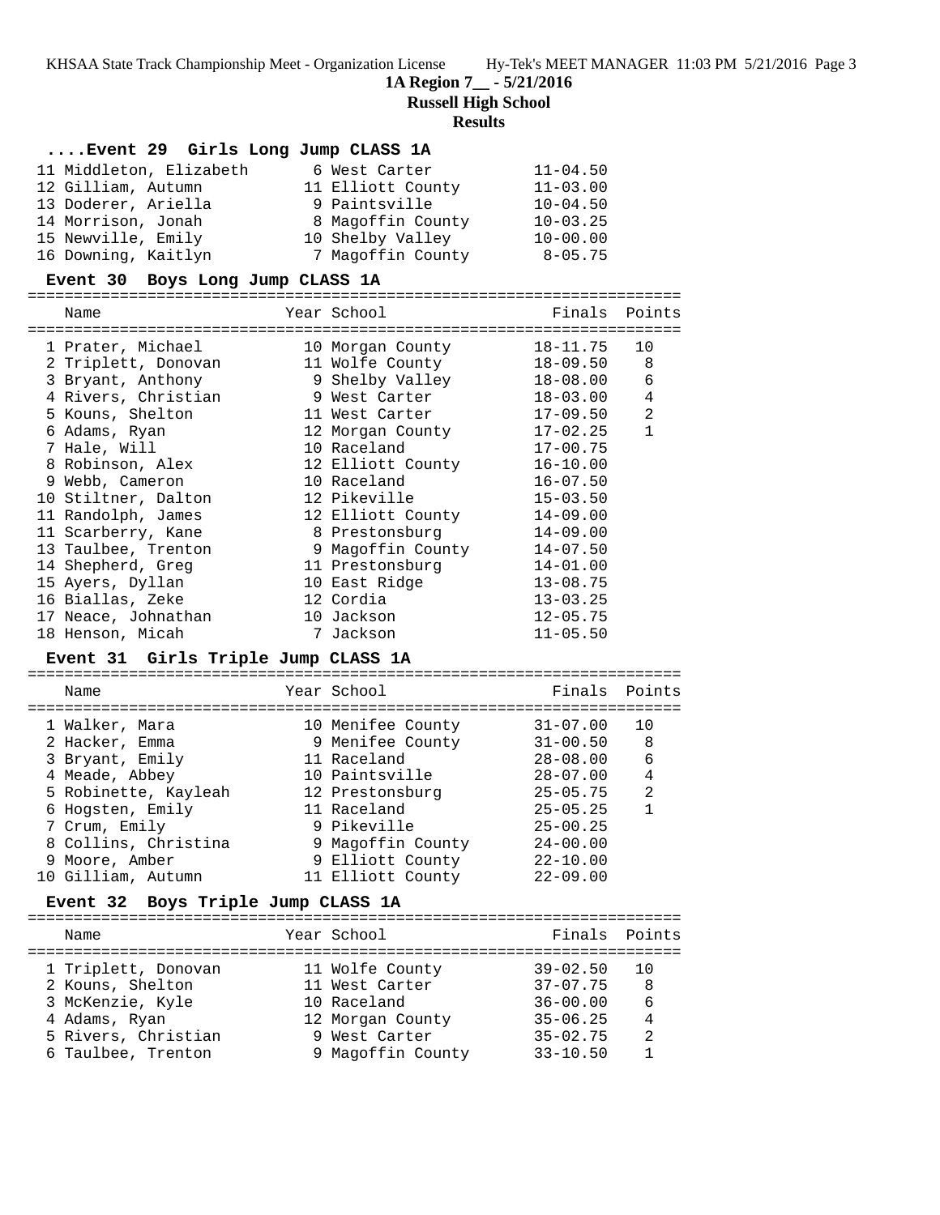**1A Region 7__ - 5/21/2016**

**Russell High School**

**Results**

### ....Event 29 Girls Long Jump CLASS 1A

| Name | Year | School | Finals | Points |
|---|---|---|---|---|
| 11 Middleton, Elizabeth | 6 | West Carter | 11-04.50 | |
| 12 Gilliam, Autumn | 11 | Elliott County | 11-03.00 | |
| 13 Doderer, Ariella | 9 | Paintsville | 10-04.50 | |
| 14 Morrison, Jonah | 8 | Magoffin County | 10-03.25 | |
| 15 Newville, Emily | 10 | Shelby Valley | 10-00.00 | |
| 16 Downing, Kaitlyn | 7 | Magoffin County | 8-05.75 | |

### Event 30 Boys Long Jump CLASS 1A

| Name | Year | School | Finals | Points |
|---|---|---|---|---|
| 1 Prater, Michael | 10 | Morgan County | 18-11.75 | 10 |
| 2 Triplett, Donovan | 11 | Wolfe County | 18-09.50 | 8 |
| 3 Bryant, Anthony | 9 | Shelby Valley | 18-08.00 | 6 |
| 4 Rivers, Christian | 9 | West Carter | 18-03.00 | 4 |
| 5 Kouns, Shelton | 11 | West Carter | 17-09.50 | 2 |
| 6 Adams, Ryan | 12 | Morgan County | 17-02.25 | 1 |
| 7 Hale, Will | 10 | Raceland | 17-00.75 | |
| 8 Robinson, Alex | 12 | Elliott County | 16-10.00 | |
| 9 Webb, Cameron | 10 | Raceland | 16-07.50 | |
| 10 Stiltner, Dalton | 12 | Pikeville | 15-03.50 | |
| 11 Randolph, James | 12 | Elliott County | 14-09.00 | |
| 11 Scarberry, Kane | 8 | Prestonsburg | 14-09.00 | |
| 13 Taulbee, Trenton | 9 | Magoffin County | 14-07.50 | |
| 14 Shepherd, Greg | 11 | Prestonsburg | 14-01.00 | |
| 15 Ayers, Dyllan | 10 | East Ridge | 13-08.75 | |
| 16 Biallas, Zeke | 12 | Cordia | 13-03.25 | |
| 17 Neace, Johnathan | 10 | Jackson | 12-05.75 | |
| 18 Henson, Micah | 7 | Jackson | 11-05.50 | |

### Event 31 Girls Triple Jump CLASS 1A

| Name | Year | School | Finals | Points |
|---|---|---|---|---|
| 1 Walker, Mara | 10 | Menifee County | 31-07.00 | 10 |
| 2 Hacker, Emma | 9 | Menifee County | 31-00.50 | 8 |
| 3 Bryant, Emily | 11 | Raceland | 28-08.00 | 6 |
| 4 Meade, Abbey | 10 | Paintsville | 28-07.00 | 4 |
| 5 Robinette, Kayleah | 12 | Prestonsburg | 25-05.75 | 2 |
| 6 Hogsten, Emily | 11 | Raceland | 25-05.25 | 1 |
| 7 Crum, Emily | 9 | Pikeville | 25-00.25 | |
| 8 Collins, Christina | 9 | Magoffin County | 24-00.00 | |
| 9 Moore, Amber | 9 | Elliott County | 22-10.00 | |
| 10 Gilliam, Autumn | 11 | Elliott County | 22-09.00 | |

### Event 32 Boys Triple Jump CLASS 1A

| Name | Year | School | Finals | Points |
|---|---|---|---|---|
| 1 Triplett, Donovan | 11 | Wolfe County | 39-02.50 | 10 |
| 2 Kouns, Shelton | 11 | West Carter | 37-07.75 | 8 |
| 3 McKenzie, Kyle | 10 | Raceland | 36-00.00 | 6 |
| 4 Adams, Ryan | 12 | Morgan County | 35-06.25 | 4 |
| 5 Rivers, Christian | 9 | West Carter | 35-02.75 | 2 |
| 6 Taulbee, Trenton | 9 | Magoffin County | 33-10.50 | 1 |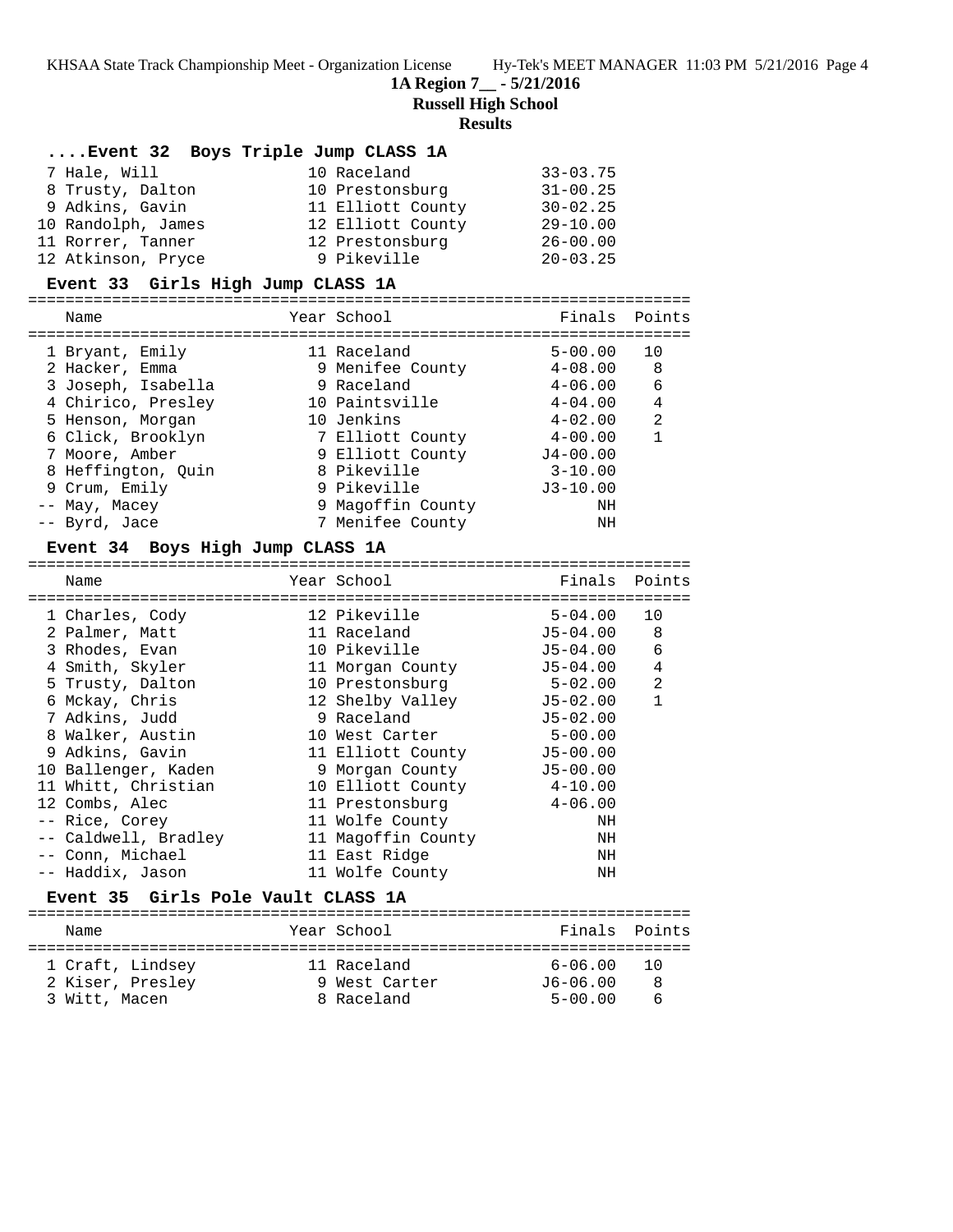**1A Region 7__ - 5/21/2016**

**Russell High School**

**Results**

### ....Event 32 Boys Triple Jump CLASS 1A

| Place | Name | Year | School | Finals |
|---|---|---|---|---|
| 7 | Hale, Will | 10 | Raceland | 33-03.75 |
| 8 | Trusty, Dalton | 10 | Prestonsburg | 31-00.25 |
| 9 | Adkins, Gavin | 11 | Elliott County | 30-02.25 |
| 10 | Randolph, James | 12 | Elliott County | 29-10.00 |
| 11 | Rorrer, Tanner | 12 | Prestonsburg | 26-00.00 |
| 12 | Atkinson, Pryce | 9 | Pikeville | 20-03.25 |

### Event 33 Girls High Jump CLASS 1A

| Place | Name | Year | School | Finals | Points |
|---|---|---|---|---|---|
| 1 | Bryant, Emily | 11 | Raceland | 5-00.00 | 10 |
| 2 | Hacker, Emma | 9 | Menifee County | 4-08.00 | 8 |
| 3 | Joseph, Isabella | 9 | Raceland | 4-06.00 | 6 |
| 4 | Chirico, Presley | 10 | Paintsville | 4-04.00 | 4 |
| 5 | Henson, Morgan | 10 | Jenkins | 4-02.00 | 2 |
| 6 | Click, Brooklyn | 7 | Elliott County | 4-00.00 | 1 |
| 7 | Moore, Amber | 9 | Elliott County | J4-00.00 | |
| 8 | Heffington, Quin | 8 | Pikeville | 3-10.00 | |
| 9 | Crum, Emily | 9 | Pikeville | J3-10.00 | |
| -- | May, Macey | 9 | Magoffin County | NH | |
| -- | Byrd, Jace | 7 | Menifee County | NH | |

### Event 34 Boys High Jump CLASS 1A

| Place | Name | Year | School | Finals | Points |
|---|---|---|---|---|---|
| 1 | Charles, Cody | 12 | Pikeville | 5-04.00 | 10 |
| 2 | Palmer, Matt | 11 | Raceland | J5-04.00 | 8 |
| 3 | Rhodes, Evan | 10 | Pikeville | J5-04.00 | 6 |
| 4 | Smith, Skyler | 11 | Morgan County | J5-04.00 | 4 |
| 5 | Trusty, Dalton | 10 | Prestonsburg | 5-02.00 | 2 |
| 6 | Mckay, Chris | 12 | Shelby Valley | J5-02.00 | 1 |
| 7 | Adkins, Judd | 9 | Raceland | J5-02.00 | |
| 8 | Walker, Austin | 10 | West Carter | 5-00.00 | |
| 9 | Adkins, Gavin | 11 | Elliott County | J5-00.00 | |
| 10 | Ballenger, Kaden | 9 | Morgan County | J5-00.00 | |
| 11 | Whitt, Christian | 10 | Elliott County | 4-10.00 | |
| 12 | Combs, Alec | 11 | Prestonsburg | 4-06.00 | |
| -- | Rice, Corey | 11 | Wolfe County | NH | |
| -- | Caldwell, Bradley | 11 | Magoffin County | NH | |
| -- | Conn, Michael | 11 | East Ridge | NH | |
| -- | Haddix, Jason | 11 | Wolfe County | NH | |

### Event 35 Girls Pole Vault CLASS 1A

| Place | Name | Year | School | Finals | Points |
|---|---|---|---|---|---|
| 1 | Craft, Lindsey | 11 | Raceland | 6-06.00 | 10 |
| 2 | Kiser, Presley | 9 | West Carter | J6-06.00 | 8 |
| 3 | Witt, Macen | 8 | Raceland | 5-00.00 | 6 |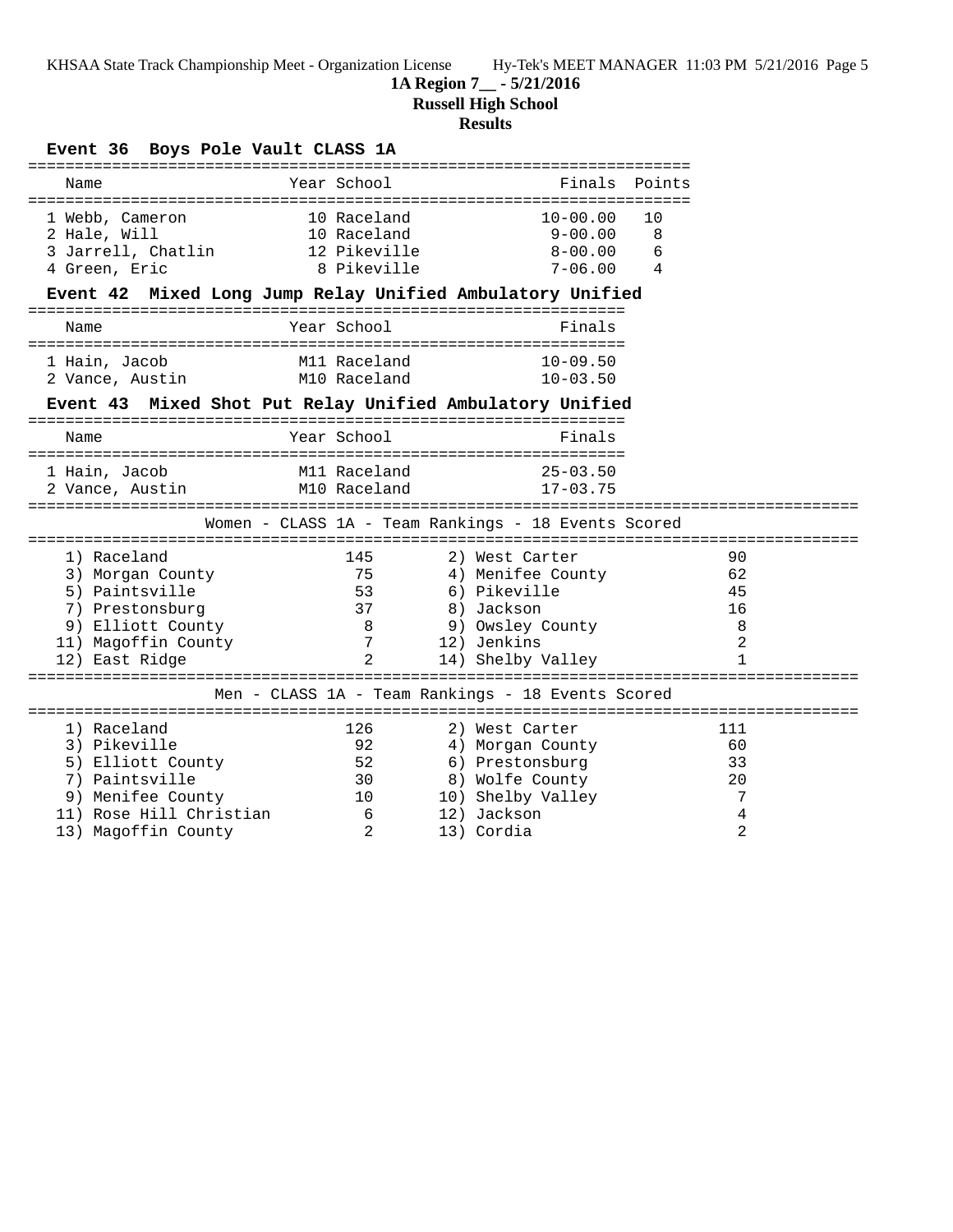**1A Region 7__ - 5/21/2016**

**Russell High School**

**Results**

### Event 36 Boys Pole Vault CLASS 1A

| | Name | Year | School | Finals | Points |
|---|---|---|---|---|---|
| 1 | Webb, Cameron | 10 | Raceland | 10-00.00 | 10 |
| 2 | Hale, Will | 10 | Raceland | 9-00.00 | 8 |
| 3 | Jarrell, Chatlin | 12 | Pikeville | 8-00.00 | 6 |
| 4 | Green, Eric | 8 | Pikeville | 7-06.00 | 4 |

### Event 42 Mixed Long Jump Relay Unified Ambulatory Unified

| | Name | Year | School | Finals |
|---|---|---|---|---|
| 1 | Hain, Jacob | M11 | Raceland | 10-09.50 |
| 2 | Vance, Austin | M10 | Raceland | 10-03.50 |

### Event 43 Mixed Shot Put Relay Unified Ambulatory Unified

| | Name | Year | School | Finals |
|---|---|---|---|---|
| 1 | Hain, Jacob | M11 | Raceland | 25-03.50 |
| 2 | Vance, Austin | M10 | Raceland | 17-03.75 |

### Women - CLASS 1A - Team Rankings - 18 Events Scored

| | | | |
|---|---|---|---|
| 1) Raceland | 145 | 2) West Carter | 90 |
| 3) Morgan County | 75 | 4) Menifee County | 62 |
| 5) Paintsville | 53 | 6) Pikeville | 45 |
| 7) Prestonsburg | 37 | 8) Jackson | 16 |
| 9) Elliott County | 8 | 9) Owsley County | 8 |
| 11) Magoffin County | 7 | 12) Jenkins | 2 |
| 12) East Ridge | 2 | 14) Shelby Valley | 1 |

### Men - CLASS 1A - Team Rankings - 18 Events Scored

| | | | |
|---|---|---|---|
| 1) Raceland | 126 | 2) West Carter | 111 |
| 3) Pikeville | 92 | 4) Morgan County | 60 |
| 5) Elliott County | 52 | 6) Prestonsburg | 33 |
| 7) Paintsville | 30 | 8) Wolfe County | 20 |
| 9) Menifee County | 10 | 10) Shelby Valley | 7 |
| 11) Rose Hill Christian | 6 | 12) Jackson | 4 |
| 13) Magoffin County | 2 | 13) Cordia | 2 |